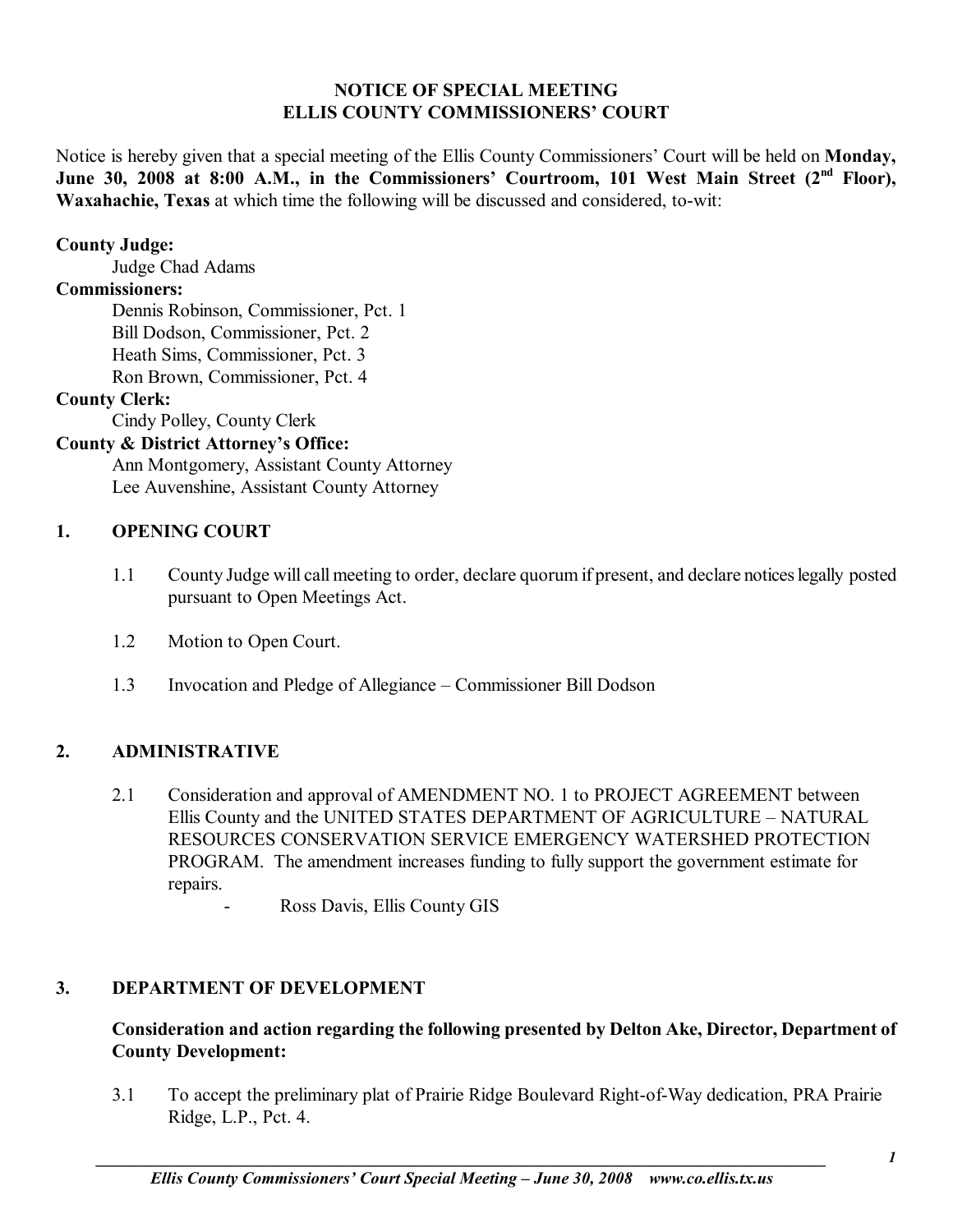# NOTICE OF SPECIAL MEETING
# ELLIS COUNTY COMMISSIONERS' COURT

Notice is hereby given that a special meeting of the Ellis County Commissioners' Court will be held on **Monday, June 30, 2008 at 8:00 A.M., in the Commissioners' Courtroom, 101 West Main Street (2nd Floor), Waxahachie, Texas** at which time the following will be discussed and considered, to-wit:

**County Judge:**
Judge Chad Adams

**Commissioners:**
Dennis Robinson, Commissioner, Pct. 1
Bill Dodson, Commissioner, Pct. 2
Heath Sims, Commissioner, Pct. 3
Ron Brown, Commissioner, Pct. 4

**County Clerk:**
Cindy Polley, County Clerk

**County & District Attorney's Office:**
Ann Montgomery, Assistant County Attorney
Lee Auvenshine, Assistant County Attorney

## 1. OPENING COURT

1.1 County Judge will call meeting to order, declare quorum if present, and declare notices legally posted pursuant to Open Meetings Act.

1.2 Motion to Open Court.

1.3 Invocation and Pledge of Allegiance – Commissioner Bill Dodson

## 2. ADMINISTRATIVE

2.1 Consideration and approval of AMENDMENT NO. 1 to PROJECT AGREEMENT between Ellis County and the UNITED STATES DEPARTMENT OF AGRICULTURE – NATURAL RESOURCES CONSERVATION SERVICE EMERGENCY WATERSHED PROTECTION PROGRAM. The amendment increases funding to fully support the government estimate for repairs.

- Ross Davis, Ellis County GIS

## 3. DEPARTMENT OF DEVELOPMENT

**Consideration and action regarding the following presented by Delton Ake, Director, Department of County Development:**

3.1 To accept the preliminary plat of Prairie Ridge Boulevard Right-of-Way dedication, PRA Prairie Ridge, L.P., Pct. 4.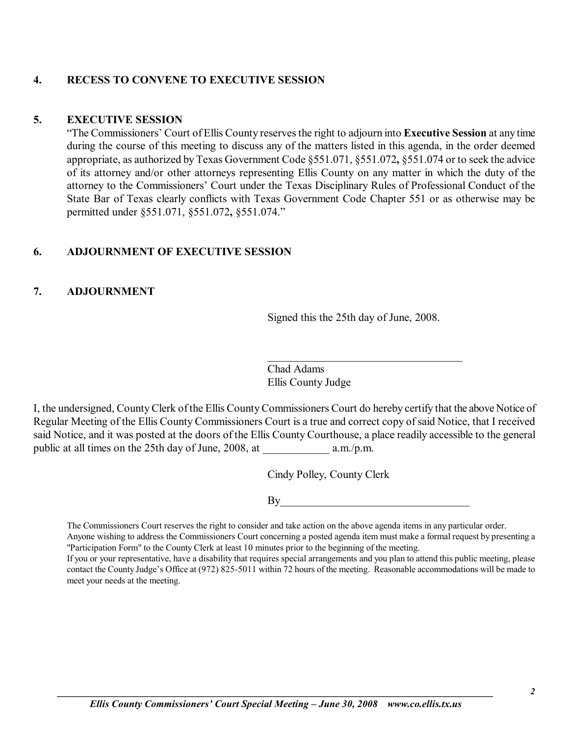### 4. RECESS TO CONVENE TO EXECUTIVE SESSION

### 5. EXECUTIVE SESSION

"The Commissioners' Court of Ellis County reserves the right to adjourn into **Executive Session** at any time during the course of this meeting to discuss any of the matters listed in this agenda, in the order deemed appropriate, as authorized by Texas Government Code §551.071, §551.072**,** §551.074 or to seek the advice of its attorney and/or other attorneys representing Ellis County on any matter in which the duty of the attorney to the Commissioners' Court under the Texas Disciplinary Rules of Professional Conduct of the State Bar of Texas clearly conflicts with Texas Government Code Chapter 551 or as otherwise may be permitted under §551.071, §551.072**,** §551.074."

### 6. ADJOURNMENT OF EXECUTIVE SESSION

### 7. ADJOURNMENT

Signed this the 25th day of June, 2008.

\_\_\_\_\_\_\_\_\_\_\_\_\_\_\_\_\_\_\_\_\_\_\_\_\_\_\_\_\_\_\_\_\_\_\_\_
Chad Adams
Ellis County Judge

I, the undersigned, County Clerk of the Ellis County Commissioners Court do hereby certify that the above Notice of Regular Meeting of the Ellis County Commissioners Court is a true and correct copy of said Notice, that I received said Notice, and it was posted at the doors of the Ellis County Courthouse, a place readily accessible to the general public at all times on the 25th day of June, 2008, at \_\_\_\_\_\_\_\_\_\_\_\_ a.m./p.m.

Cindy Polley, County Clerk

By\_\_\_\_\_\_\_\_\_\_\_\_\_\_\_\_\_\_\_\_\_\_\_\_\_\_\_\_\_\_\_\_\_\_

The Commissioners Court reserves the right to consider and take action on the above agenda items in any particular order.
Anyone wishing to address the Commissioners Court concerning a posted agenda item must make a formal request by presenting a "Participation Form" to the County Clerk at least 10 minutes prior to the beginning of the meeting.
If you or your representative, have a disability that requires special arrangements and you plan to attend this public meeting, please contact the County Judge's Office at (972) 825-5011 within 72 hours of the meeting. Reasonable accommodations will be made to meet your needs at the meeting.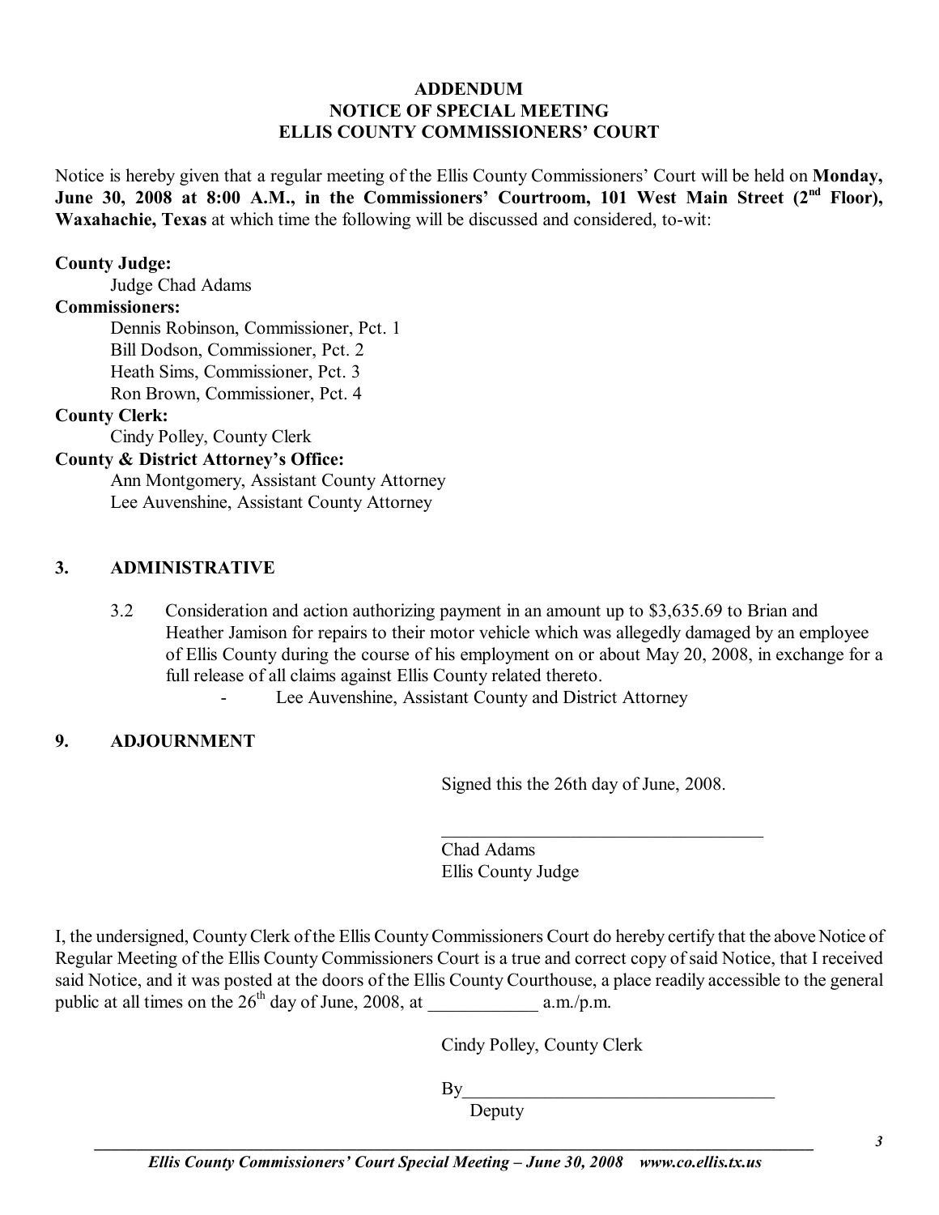**ADDENDUM**
**NOTICE OF SPECIAL MEETING**
**ELLIS COUNTY COMMISSIONERS' COURT**

Notice is hereby given that a regular meeting of the Ellis County Commissioners' Court will be held on **Monday, June 30, 2008 at 8:00 A.M., in the Commissioners' Courtroom, 101 West Main Street (2nd Floor), Waxahachie, Texas** at which time the following will be discussed and considered, to-wit:

**County Judge:**
Judge Chad Adams

**Commissioners:**
Dennis Robinson, Commissioner, Pct. 1
Bill Dodson, Commissioner, Pct. 2
Heath Sims, Commissioner, Pct. 3
Ron Brown, Commissioner, Pct. 4

**County Clerk:**
Cindy Polley, County Clerk

**County & District Attorney's Office:**
Ann Montgomery, Assistant County Attorney
Lee Auvenshine, Assistant County Attorney

## 3. ADMINISTRATIVE

3.2 Consideration and action authorizing payment in an amount up to $3,635.69 to Brian and Heather Jamison for repairs to their motor vehicle which was allegedly damaged by an employee of Ellis County during the course of his employment on or about May 20, 2008, in exchange for a full release of all claims against Ellis County related thereto.

- Lee Auvenshine, Assistant County and District Attorney

## 9. ADJOURNMENT

Signed this the 26th day of June, 2008.

\_\_\_\_\_\_\_\_\_\_\_\_\_\_\_\_\_\_\_\_\_\_\_\_\_\_\_\_\_\_\_\_\_\_\_\_
Chad Adams
Ellis County Judge

I, the undersigned, County Clerk of the Ellis County Commissioners Court do hereby certify that the above Notice of Regular Meeting of the Ellis County Commissioners Court is a true and correct copy of said Notice, that I received said Notice, and it was posted at the doors of the Ellis County Courthouse, a place readily accessible to the general public at all times on the 26th day of June, 2008, at \_\_\_\_\_\_\_\_\_\_\_\_ a.m./p.m.

Cindy Polley, County Clerk

By\_\_\_\_\_\_\_\_\_\_\_\_\_\_\_\_\_\_\_\_\_\_\_\_\_\_\_\_\_\_\_\_\_\_\_
Deputy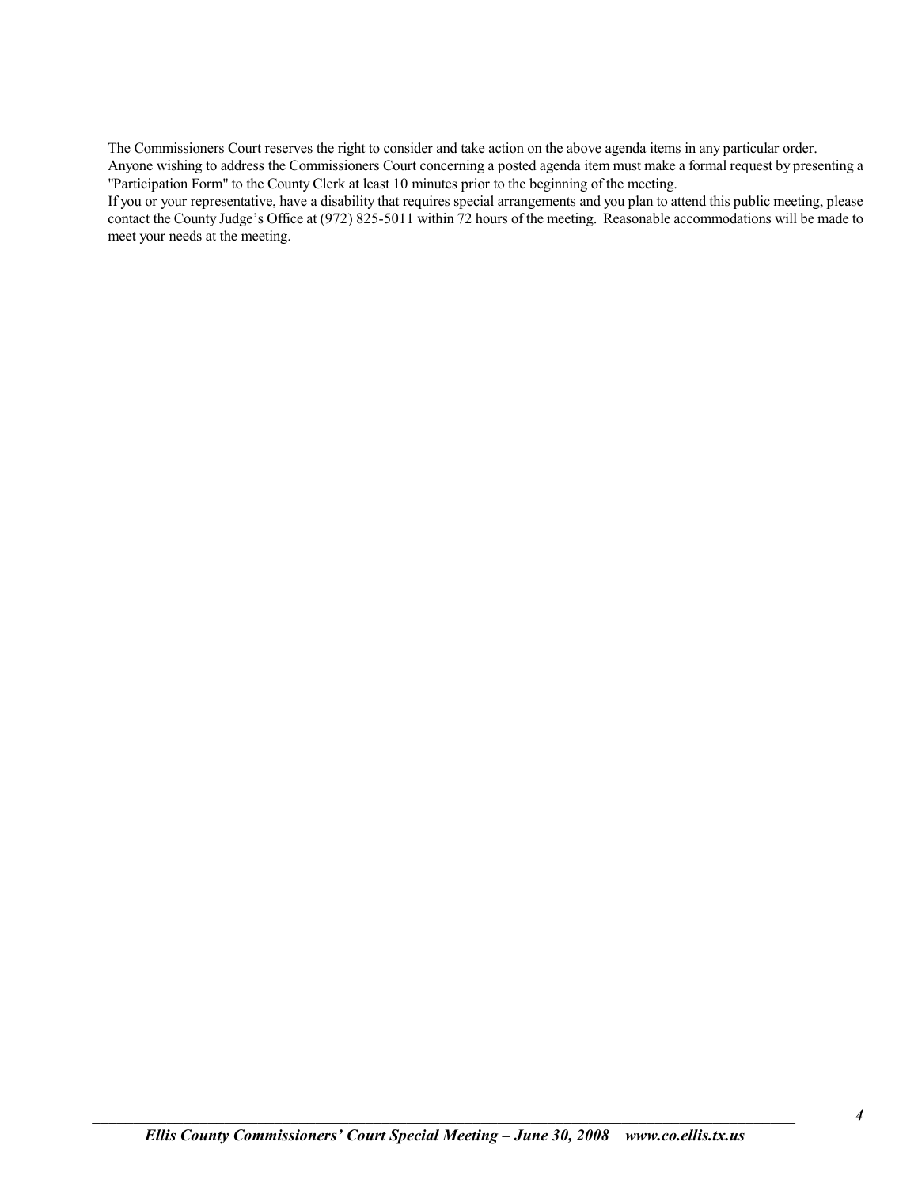The Commissioners Court reserves the right to consider and take action on the above agenda items in any particular order.
Anyone wishing to address the Commissioners Court concerning a posted agenda item must make a formal request by presenting a "Participation Form" to the County Clerk at least 10 minutes prior to the beginning of the meeting.
If you or your representative, have a disability that requires special arrangements and you plan to attend this public meeting, please contact the County Judge's Office at (972) 825-5011 within 72 hours of the meeting. Reasonable accommodations will be made to meet your needs at the meeting.